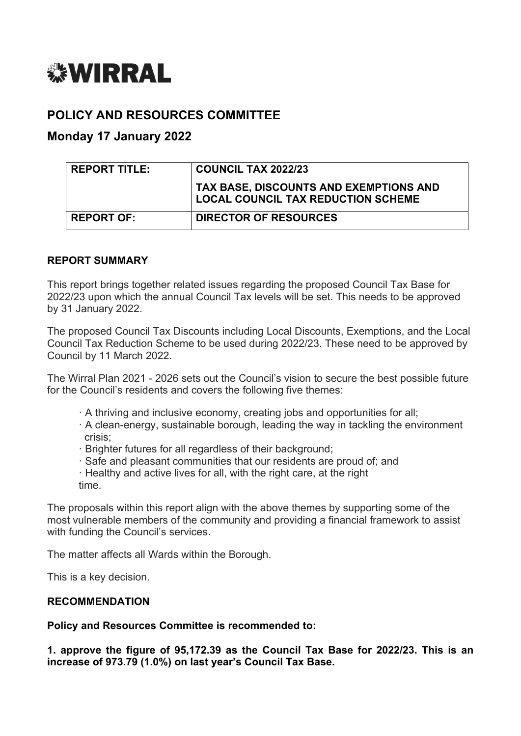# WIRRAL

## POLICY AND RESOURCES COMMITTEE

## Monday 17 January 2022

| REPORT TITLE: | COUNCIL TAX 2022/23<br><br>TAX BASE, DISCOUNTS AND EXEMPTIONS AND LOCAL COUNCIL TAX REDUCTION SCHEME |
|---|---|
| REPORT OF: | DIRECTOR OF RESOURCES |

### REPORT SUMMARY

This report brings together related issues regarding the proposed Council Tax Base for 2022/23 upon which the annual Council Tax levels will be set. This needs to be approved by 31 January 2022.

The proposed Council Tax Discounts including Local Discounts, Exemptions, and the Local Council Tax Reduction Scheme to be used during 2022/23. These need to be approved by Council by 11 March 2022.

The Wirral Plan 2021 - 2026 sets out the Council's vision to secure the best possible future for the Council's residents and covers the following five themes:

- A thriving and inclusive economy, creating jobs and opportunities for all;
- A clean-energy, sustainable borough, leading the way in tackling the environment crisis;
- Brighter futures for all regardless of their background;
- Safe and pleasant communities that our residents are proud of; and
- Healthy and active lives for all, with the right care, at the right time.

The proposals within this report align with the above themes by supporting some of the most vulnerable members of the community and providing a financial framework to assist with funding the Council's services.

The matter affects all Wards within the Borough.

This is a key decision.

### RECOMMENDATION

**Policy and Resources Committee is recommended to:**

**1. approve the figure of 95,172.39 as the Council Tax Base for 2022/23. This is an increase of 973.79 (1.0%) on last year's Council Tax Base.**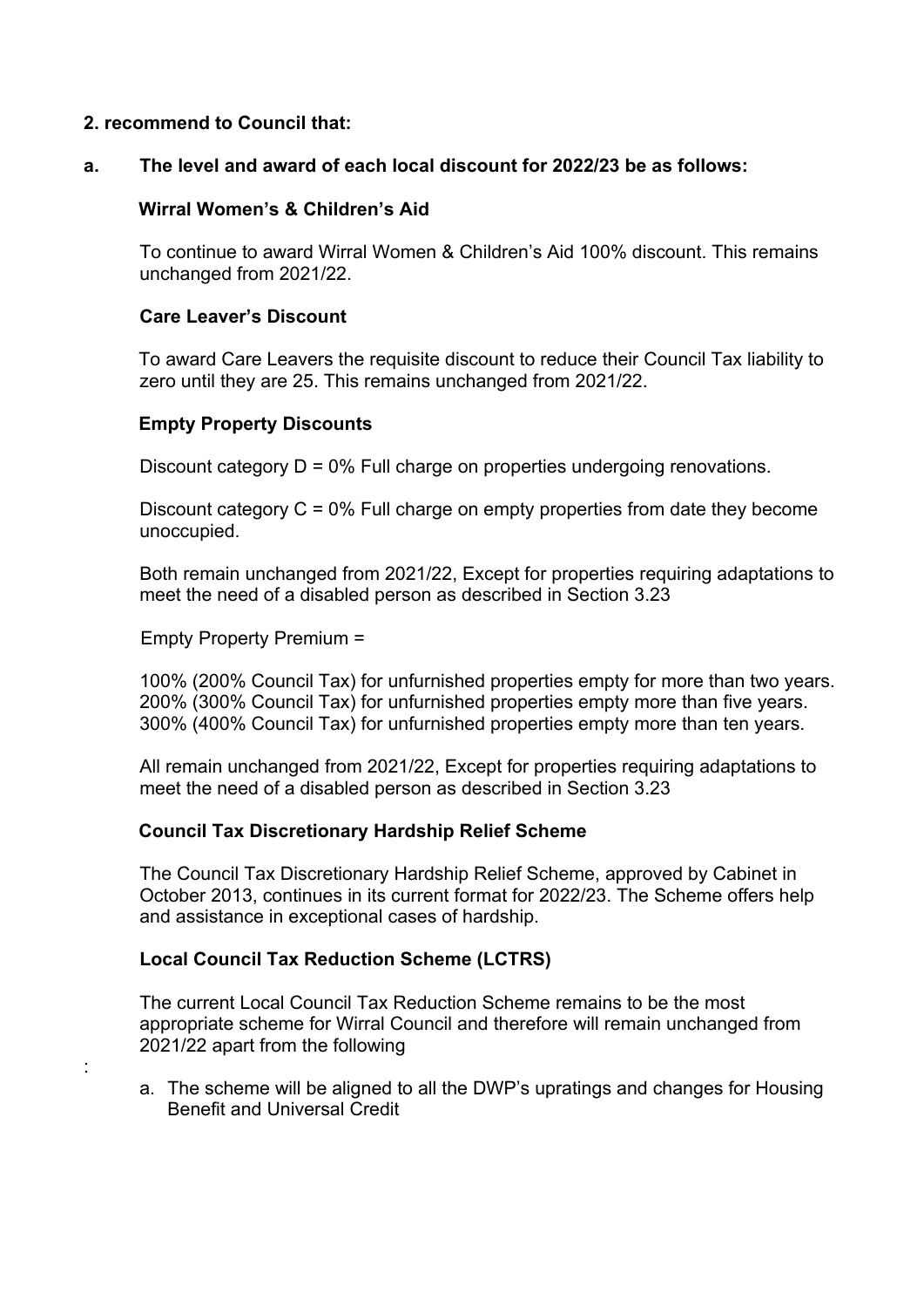**2. recommend to Council that:**

**a. The level and award of each local discount for 2022/23 be as follows:**

**Wirral Women's & Children's Aid**

To continue to award Wirral Women & Children's Aid 100% discount. This remains unchanged from 2021/22.

**Care Leaver's Discount**

To award Care Leavers the requisite discount to reduce their Council Tax liability to zero until they are 25. This remains unchanged from 2021/22.

**Empty Property Discounts**

Discount category D = 0% Full charge on properties undergoing renovations.

Discount category C = 0% Full charge on empty properties from date they become unoccupied.

Both remain unchanged from 2021/22, Except for properties requiring adaptations to meet the need of a disabled person as described in Section 3.23

Empty Property Premium =

100% (200% Council Tax) for unfurnished properties empty for more than two years.
200% (300% Council Tax) for unfurnished properties empty more than five years.
300% (400% Council Tax) for unfurnished properties empty more than ten years.

All remain unchanged from 2021/22, Except for properties requiring adaptations to meet the need of a disabled person as described in Section 3.23

**Council Tax Discretionary Hardship Relief Scheme**

The Council Tax Discretionary Hardship Relief Scheme, approved by Cabinet in October 2013, continues in its current format for 2022/23. The Scheme offers help and assistance in exceptional cases of hardship.

**Local Council Tax Reduction Scheme (LCTRS)**

The current Local Council Tax Reduction Scheme remains to be the most appropriate scheme for Wirral Council and therefore will remain unchanged from 2021/22 apart from the following

:

a. The scheme will be aligned to all the DWP's upratings and changes for Housing Benefit and Universal Credit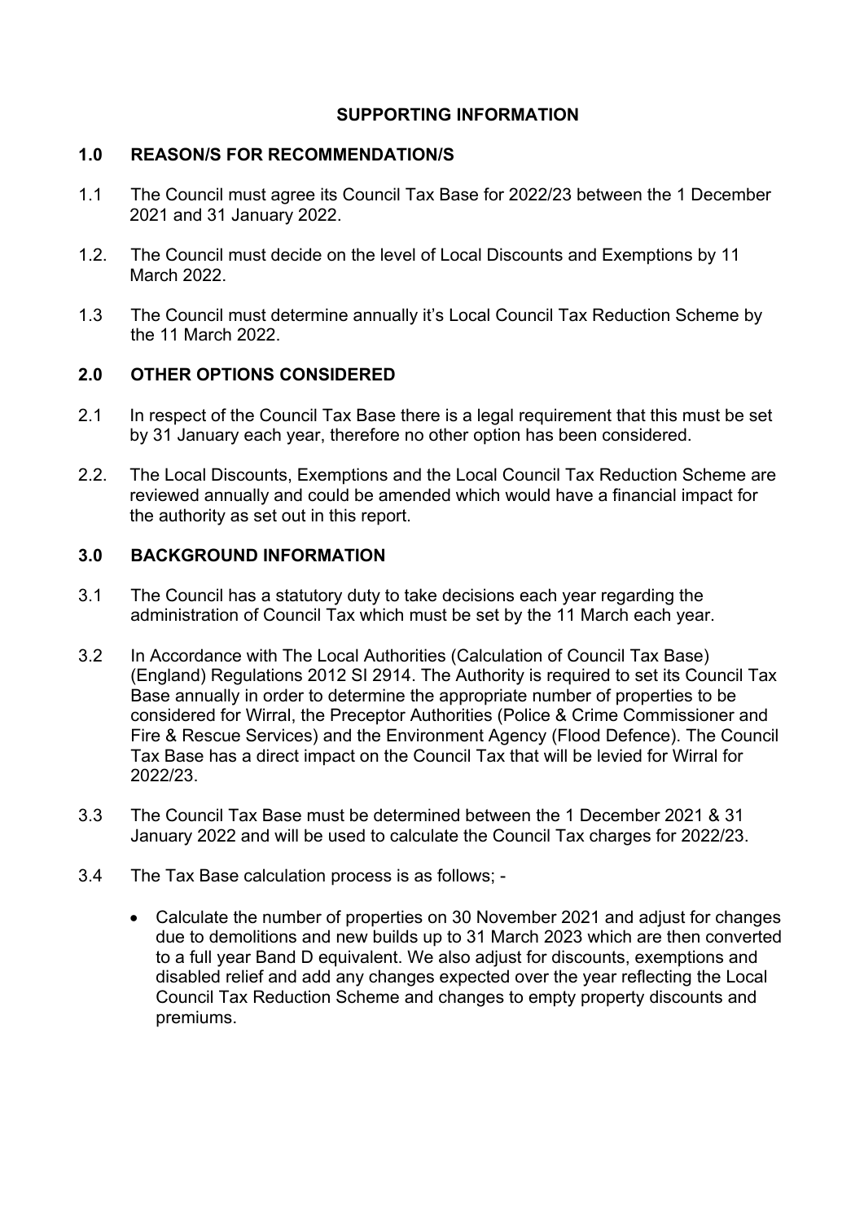## SUPPORTING INFORMATION

### 1.0 REASON/S FOR RECOMMENDATION/S

1.1 The Council must agree its Council Tax Base for 2022/23 between the 1 December 2021 and 31 January 2022.

1.2. The Council must decide on the level of Local Discounts and Exemptions by 11 March 2022.

1.3 The Council must determine annually it's Local Council Tax Reduction Scheme by the 11 March 2022.

### 2.0 OTHER OPTIONS CONSIDERED

2.1 In respect of the Council Tax Base there is a legal requirement that this must be set by 31 January each year, therefore no other option has been considered.

2.2. The Local Discounts, Exemptions and the Local Council Tax Reduction Scheme are reviewed annually and could be amended which would have a financial impact for the authority as set out in this report.

### 3.0 BACKGROUND INFORMATION

3.1 The Council has a statutory duty to take decisions each year regarding the administration of Council Tax which must be set by the 11 March each year.

3.2 In Accordance with The Local Authorities (Calculation of Council Tax Base) (England) Regulations 2012 SI 2914. The Authority is required to set its Council Tax Base annually in order to determine the appropriate number of properties to be considered for Wirral, the Preceptor Authorities (Police & Crime Commissioner and Fire & Rescue Services) and the Environment Agency (Flood Defence). The Council Tax Base has a direct impact on the Council Tax that will be levied for Wirral for 2022/23.

3.3 The Council Tax Base must be determined between the 1 December 2021 & 31 January 2022 and will be used to calculate the Council Tax charges for 2022/23.

3.4 The Tax Base calculation process is as follows; -

- Calculate the number of properties on 30 November 2021 and adjust for changes due to demolitions and new builds up to 31 March 2023 which are then converted to a full year Band D equivalent. We also adjust for discounts, exemptions and disabled relief and add any changes expected over the year reflecting the Local Council Tax Reduction Scheme and changes to empty property discounts and premiums.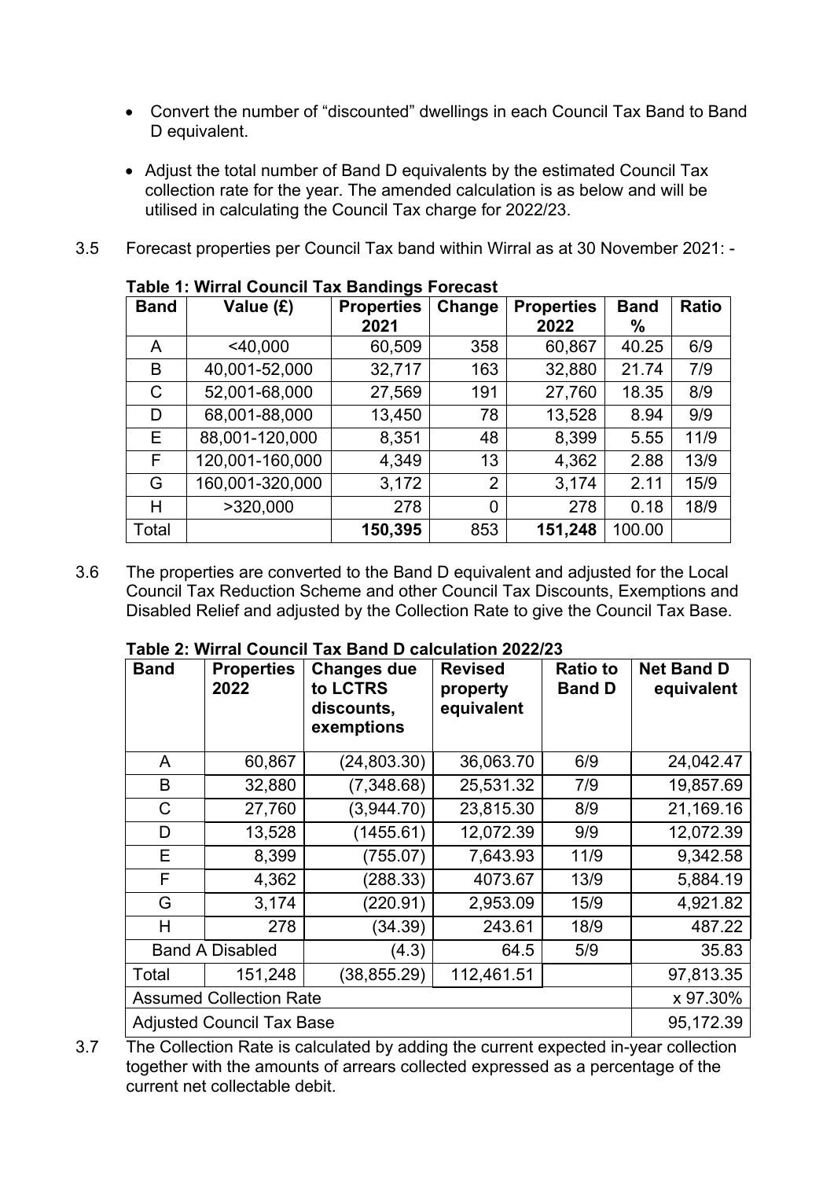- Convert the number of "discounted" dwellings in each Council Tax Band to Band D equivalent.

- Adjust the total number of Band D equivalents by the estimated Council Tax collection rate for the year. The amended calculation is as below and will be utilised in calculating the Council Tax charge for 2022/23.

3.5 Forecast properties per Council Tax band within Wirral as at 30 November 2021: -

**Table 1: Wirral Council Tax Bandings Forecast**

| Band | Value (£) | Properties 2021 | Change | Properties 2022 | Band % | Ratio |
|---|---|---|---|---|---|---|
| A | <40,000 | 60,509 | 358 | 60,867 | 40.25 | 6/9 |
| B | 40,001-52,000 | 32,717 | 163 | 32,880 | 21.74 | 7/9 |
| C | 52,001-68,000 | 27,569 | 191 | 27,760 | 18.35 | 8/9 |
| D | 68,001-88,000 | 13,450 | 78 | 13,528 | 8.94 | 9/9 |
| E | 88,001-120,000 | 8,351 | 48 | 8,399 | 5.55 | 11/9 |
| F | 120,001-160,000 | 4,349 | 13 | 4,362 | 2.88 | 13/9 |
| G | 160,001-320,000 | 3,172 | 2 | 3,174 | 2.11 | 15/9 |
| H | >320,000 | 278 | 0 | 278 | 0.18 | 18/9 |
| Total | | **150,395** | 853 | **151,248** | 100.00 | |

3.6 The properties are converted to the Band D equivalent and adjusted for the Local Council Tax Reduction Scheme and other Council Tax Discounts, Exemptions and Disabled Relief and adjusted by the Collection Rate to give the Council Tax Base.

**Table 2: Wirral Council Tax Band D calculation 2022/23**

| Band | Properties 2022 | Changes due to LCTRS discounts, exemptions | Revised property equivalent | Ratio to Band D | Net Band D equivalent |
|---|---|---|---|---|---|
| A | 60,867 | (24,803.30) | 36,063.70 | 6/9 | 24,042.47 |
| B | 32,880 | (7,348.68) | 25,531.32 | 7/9 | 19,857.69 |
| C | 27,760 | (3,944.70) | 23,815.30 | 8/9 | 21,169.16 |
| D | 13,528 | (1455.61) | 12,072.39 | 9/9 | 12,072.39 |
| E | 8,399 | (755.07) | 7,643.93 | 11/9 | 9,342.58 |
| F | 4,362 | (288.33) | 4073.67 | 13/9 | 5,884.19 |
| G | 3,174 | (220.91) | 2,953.09 | 15/9 | 4,921.82 |
| H | 278 | (34.39) | 243.61 | 18/9 | 487.22 |
| Band A Disabled | | (4.3) | 64.5 | 5/9 | 35.83 |
| Total | 151,248 | (38,855.29) | 112,461.51 | | 97,813.35 |
| Assumed Collection Rate | | | | | x 97.30% |
| Adjusted Council Tax Base | | | | | 95,172.39 |

3.7 The Collection Rate is calculated by adding the current expected in-year collection together with the amounts of arrears collected expressed as a percentage of the current net collectable debit.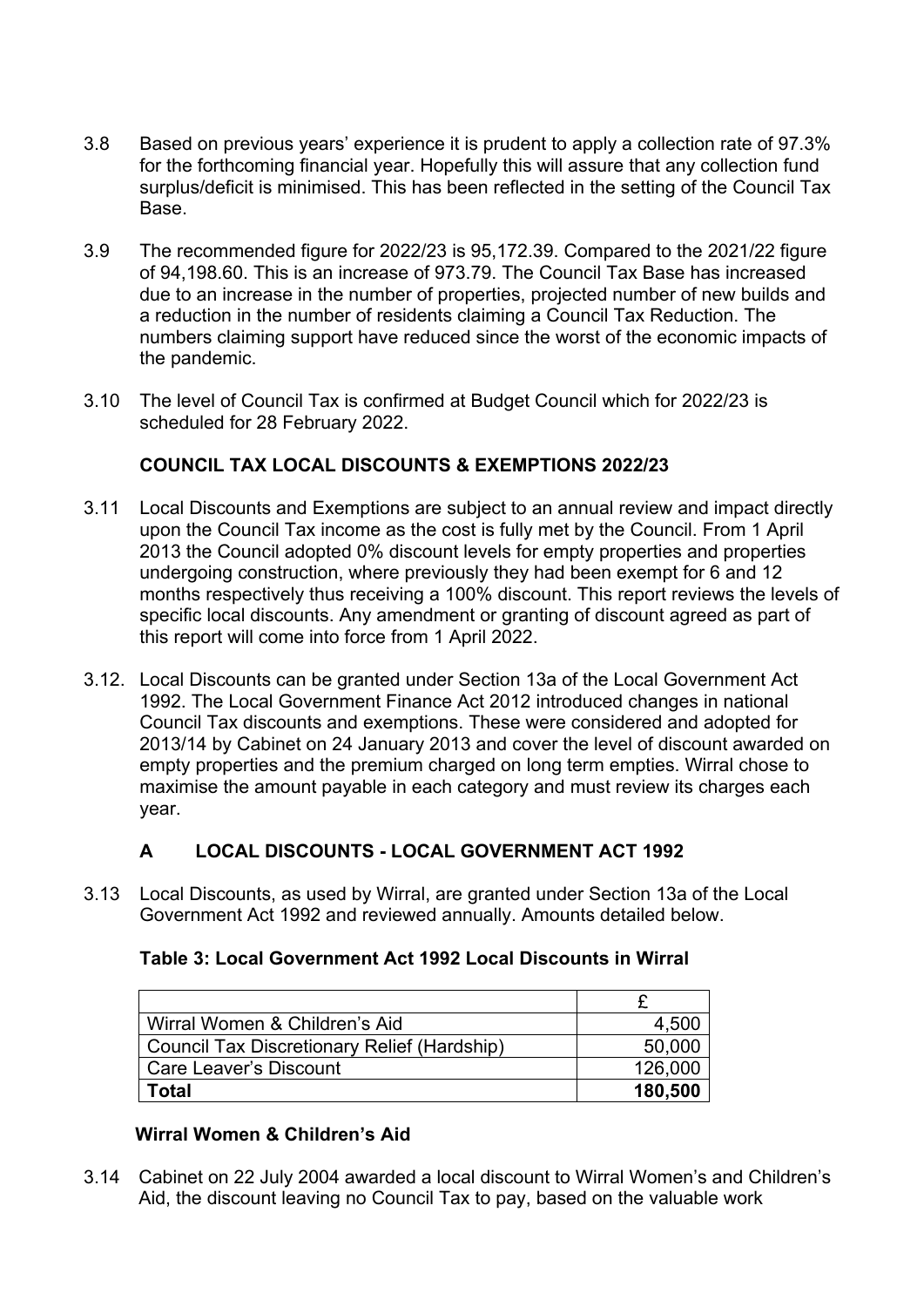3.8 Based on previous years' experience it is prudent to apply a collection rate of 97.3% for the forthcoming financial year. Hopefully this will assure that any collection fund surplus/deficit is minimised. This has been reflected in the setting of the Council Tax Base.

3.9 The recommended figure for 2022/23 is 95,172.39. Compared to the 2021/22 figure of 94,198.60. This is an increase of 973.79. The Council Tax Base has increased due to an increase in the number of properties, projected number of new builds and a reduction in the number of residents claiming a Council Tax Reduction. The numbers claiming support have reduced since the worst of the economic impacts of the pandemic.

3.10 The level of Council Tax is confirmed at Budget Council which for 2022/23 is scheduled for 28 February 2022.

### COUNCIL TAX LOCAL DISCOUNTS & EXEMPTIONS 2022/23

3.11 Local Discounts and Exemptions are subject to an annual review and impact directly upon the Council Tax income as the cost is fully met by the Council. From 1 April 2013 the Council adopted 0% discount levels for empty properties and properties undergoing construction, where previously they had been exempt for 6 and 12 months respectively thus receiving a 100% discount. This report reviews the levels of specific local discounts. Any amendment or granting of discount agreed as part of this report will come into force from 1 April 2022.

3.12. Local Discounts can be granted under Section 13a of the Local Government Act 1992. The Local Government Finance Act 2012 introduced changes in national Council Tax discounts and exemptions. These were considered and adopted for 2013/14 by Cabinet on 24 January 2013 and cover the level of discount awarded on empty properties and the premium charged on long term empties. Wirral chose to maximise the amount payable in each category and must review its charges each year.

### A LOCAL DISCOUNTS - LOCAL GOVERNMENT ACT 1992

3.13 Local Discounts, as used by Wirral, are granted under Section 13a of the Local Government Act 1992 and reviewed annually. Amounts detailed below.

**Table 3: Local Government Act 1992 Local Discounts in Wirral**

| | £ |
|---|---|
| Wirral Women & Children's Aid | 4,500 |
| Council Tax Discretionary Relief (Hardship) | 50,000 |
| Care Leaver's Discount | 126,000 |
| **Total** | **180,500** |

**Wirral Women & Children's Aid**

3.14 Cabinet on 22 July 2004 awarded a local discount to Wirral Women's and Children's Aid, the discount leaving no Council Tax to pay, based on the valuable work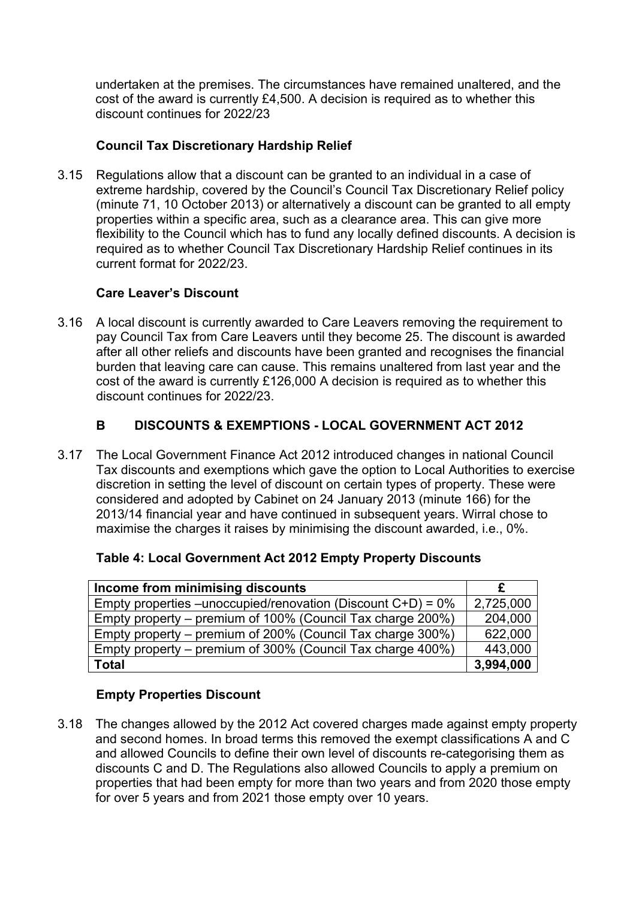undertaken at the premises. The circumstances have remained unaltered, and the cost of the award is currently £4,500. A decision is required as to whether this discount continues for 2022/23

**Council Tax Discretionary Hardship Relief**

3.15 Regulations allow that a discount can be granted to an individual in a case of extreme hardship, covered by the Council's Council Tax Discretionary Relief policy (minute 71, 10 October 2013) or alternatively a discount can be granted to all empty properties within a specific area, such as a clearance area. This can give more flexibility to the Council which has to fund any locally defined discounts. A decision is required as to whether Council Tax Discretionary Hardship Relief continues in its current format for 2022/23.

**Care Leaver's Discount**

3.16 A local discount is currently awarded to Care Leavers removing the requirement to pay Council Tax from Care Leavers until they become 25. The discount is awarded after all other reliefs and discounts have been granted and recognises the financial burden that leaving care can cause. This remains unaltered from last year and the cost of the award is currently £126,000 A decision is required as to whether this discount continues for 2022/23.

## B DISCOUNTS & EXEMPTIONS - LOCAL GOVERNMENT ACT 2012

3.17 The Local Government Finance Act 2012 introduced changes in national Council Tax discounts and exemptions which gave the option to Local Authorities to exercise discretion in setting the level of discount on certain types of property. These were considered and adopted by Cabinet on 24 January 2013 (minute 166) for the 2013/14 financial year and have continued in subsequent years. Wirral chose to maximise the charges it raises by minimising the discount awarded, i.e., 0%.

**Table 4: Local Government Act 2012 Empty Property Discounts**

| Income from minimising discounts | £ |
|---|---|
| Empty properties –unoccupied/renovation (Discount C+D) = 0% | 2,725,000 |
| Empty property – premium of 100% (Council Tax charge 200%) | 204,000 |
| Empty property – premium of 200% (Council Tax charge 300%) | 622,000 |
| Empty property – premium of 300% (Council Tax charge 400%) | 443,000 |
| **Total** | **3,994,000** |

**Empty Properties Discount**

3.18 The changes allowed by the 2012 Act covered charges made against empty property and second homes. In broad terms this removed the exempt classifications A and C and allowed Councils to define their own level of discounts re-categorising them as discounts C and D. The Regulations also allowed Councils to apply a premium on properties that had been empty for more than two years and from 2020 those empty for over 5 years and from 2021 those empty over 10 years.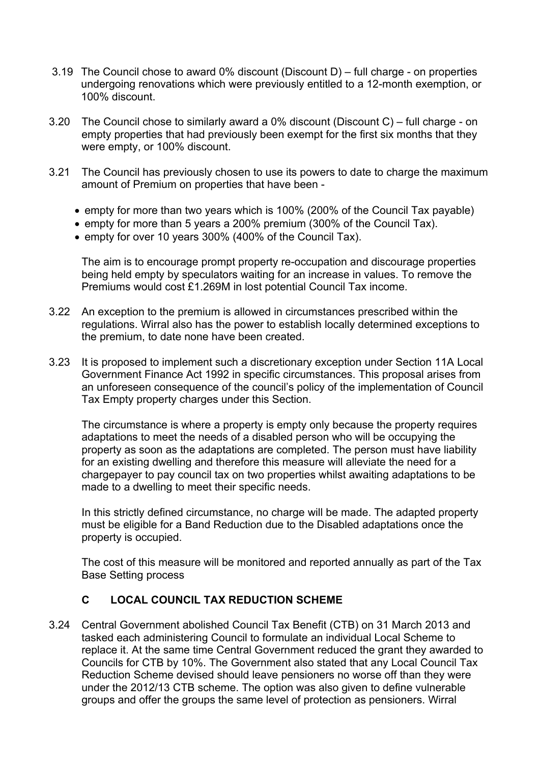3.19 The Council chose to award 0% discount (Discount D) – full charge - on properties undergoing renovations which were previously entitled to a 12-month exemption, or 100% discount.

3.20 The Council chose to similarly award a 0% discount (Discount C) – full charge - on empty properties that had previously been exempt for the first six months that they were empty, or 100% discount.

3.21 The Council has previously chosen to use its powers to date to charge the maximum amount of Premium on properties that have been -

- empty for more than two years which is 100% (200% of the Council Tax payable)
- empty for more than 5 years a 200% premium (300% of the Council Tax).
- empty for over 10 years 300% (400% of the Council Tax).

The aim is to encourage prompt property re-occupation and discourage properties being held empty by speculators waiting for an increase in values. To remove the Premiums would cost £1.269M in lost potential Council Tax income.

3.22 An exception to the premium is allowed in circumstances prescribed within the regulations. Wirral also has the power to establish locally determined exceptions to the premium, to date none have been created.

3.23 It is proposed to implement such a discretionary exception under Section 11A Local Government Finance Act 1992 in specific circumstances. This proposal arises from an unforeseen consequence of the council's policy of the implementation of Council Tax Empty property charges under this Section.

The circumstance is where a property is empty only because the property requires adaptations to meet the needs of a disabled person who will be occupying the property as soon as the adaptations are completed. The person must have liability for an existing dwelling and therefore this measure will alleviate the need for a chargepayer to pay council tax on two properties whilst awaiting adaptations to be made to a dwelling to meet their specific needs.

In this strictly defined circumstance, no charge will be made. The adapted property must be eligible for a Band Reduction due to the Disabled adaptations once the property is occupied.

The cost of this measure will be monitored and reported annually as part of the Tax Base Setting process

## C LOCAL COUNCIL TAX REDUCTION SCHEME

3.24 Central Government abolished Council Tax Benefit (CTB) on 31 March 2013 and tasked each administering Council to formulate an individual Local Scheme to replace it. At the same time Central Government reduced the grant they awarded to Councils for CTB by 10%. The Government also stated that any Local Council Tax Reduction Scheme devised should leave pensioners no worse off than they were under the 2012/13 CTB scheme. The option was also given to define vulnerable groups and offer the groups the same level of protection as pensioners. Wirral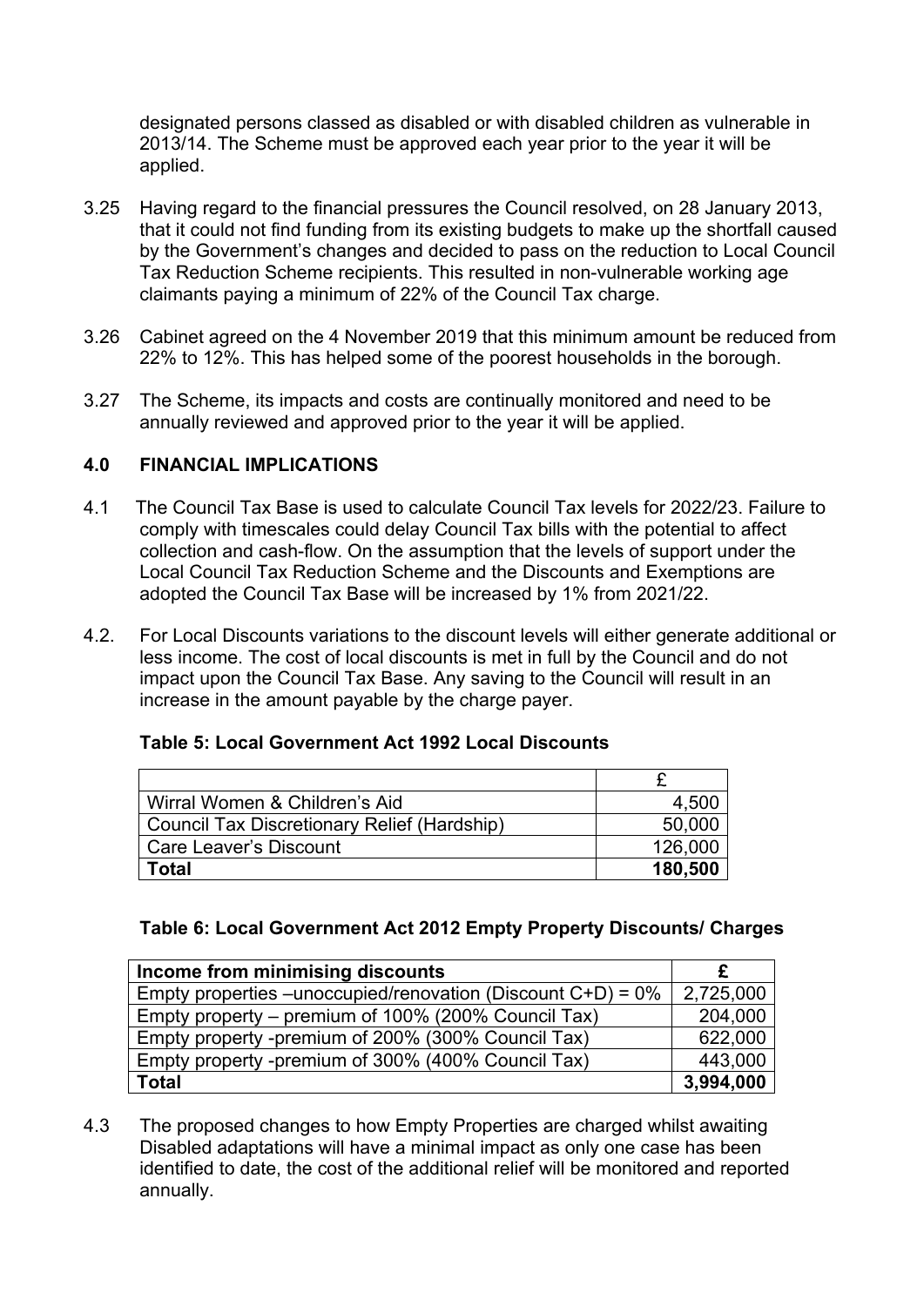designated persons classed as disabled or with disabled children as vulnerable in 2013/14. The Scheme must be approved each year prior to the year it will be applied.

3.25 Having regard to the financial pressures the Council resolved, on 28 January 2013, that it could not find funding from its existing budgets to make up the shortfall caused by the Government's changes and decided to pass on the reduction to Local Council Tax Reduction Scheme recipients. This resulted in non-vulnerable working age claimants paying a minimum of 22% of the Council Tax charge.

3.26 Cabinet agreed on the 4 November 2019 that this minimum amount be reduced from 22% to 12%. This has helped some of the poorest households in the borough.

3.27 The Scheme, its impacts and costs are continually monitored and need to be annually reviewed and approved prior to the year it will be applied.

## 4.0 FINANCIAL IMPLICATIONS

4.1 The Council Tax Base is used to calculate Council Tax levels for 2022/23. Failure to comply with timescales could delay Council Tax bills with the potential to affect collection and cash-flow. On the assumption that the levels of support under the Local Council Tax Reduction Scheme and the Discounts and Exemptions are adopted the Council Tax Base will be increased by 1% from 2021/22.

4.2. For Local Discounts variations to the discount levels will either generate additional or less income. The cost of local discounts is met in full by the Council and do not impact upon the Council Tax Base. Any saving to the Council will result in an increase in the amount payable by the charge payer.

**Table 5: Local Government Act 1992 Local Discounts**

| | £ |
|---|---:|
| Wirral Women & Children's Aid | 4,500 |
| Council Tax Discretionary Relief (Hardship) | 50,000 |
| Care Leaver's Discount | 126,000 |
| **Total** | **180,500** |

**Table 6: Local Government Act 2012 Empty Property Discounts/ Charges**

| Income from minimising discounts | £ |
|---|---:|
| Empty properties –unoccupied/renovation (Discount C+D) = 0% | 2,725,000 |
| Empty property – premium of 100% (200% Council Tax) | 204,000 |
| Empty property -premium of 200% (300% Council Tax) | 622,000 |
| Empty property -premium of 300% (400% Council Tax) | 443,000 |
| **Total** | **3,994,000** |

4.3 The proposed changes to how Empty Properties are charged whilst awaiting Disabled adaptations will have a minimal impact as only one case has been identified to date, the cost of the additional relief will be monitored and reported annually.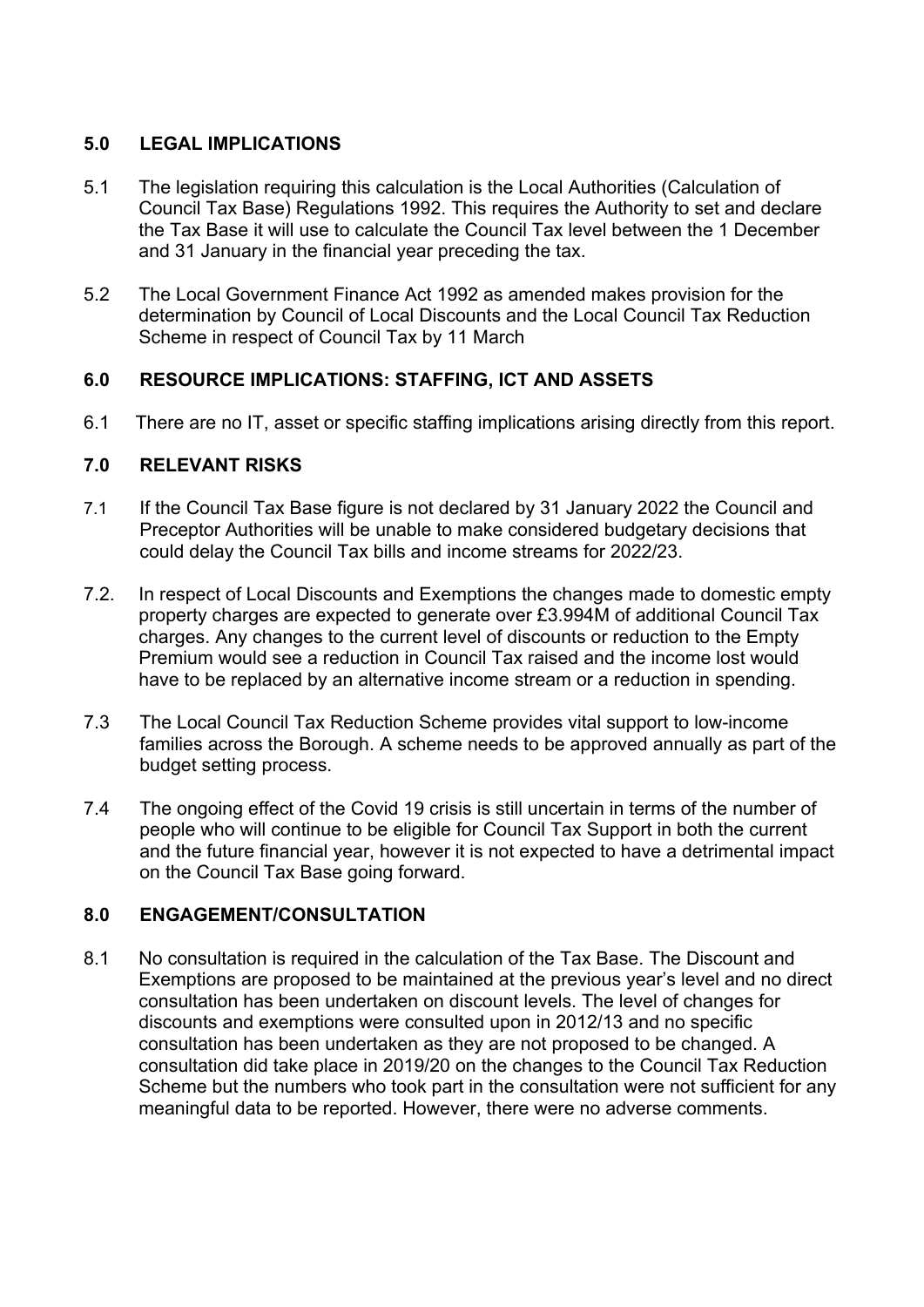## 5.0 LEGAL IMPLICATIONS

5.1 The legislation requiring this calculation is the Local Authorities (Calculation of Council Tax Base) Regulations 1992. This requires the Authority to set and declare the Tax Base it will use to calculate the Council Tax level between the 1 December and 31 January in the financial year preceding the tax.

5.2 The Local Government Finance Act 1992 as amended makes provision for the determination by Council of Local Discounts and the Local Council Tax Reduction Scheme in respect of Council Tax by 11 March

## 6.0 RESOURCE IMPLICATIONS: STAFFING, ICT AND ASSETS

6.1 There are no IT, asset or specific staffing implications arising directly from this report.

## 7.0 RELEVANT RISKS

7.1 If the Council Tax Base figure is not declared by 31 January 2022 the Council and Preceptor Authorities will be unable to make considered budgetary decisions that could delay the Council Tax bills and income streams for 2022/23.

7.2. In respect of Local Discounts and Exemptions the changes made to domestic empty property charges are expected to generate over £3.994M of additional Council Tax charges. Any changes to the current level of discounts or reduction to the Empty Premium would see a reduction in Council Tax raised and the income lost would have to be replaced by an alternative income stream or a reduction in spending.

7.3 The Local Council Tax Reduction Scheme provides vital support to low-income families across the Borough. A scheme needs to be approved annually as part of the budget setting process.

7.4 The ongoing effect of the Covid 19 crisis is still uncertain in terms of the number of people who will continue to be eligible for Council Tax Support in both the current and the future financial year, however it is not expected to have a detrimental impact on the Council Tax Base going forward.

## 8.0 ENGAGEMENT/CONSULTATION

8.1 No consultation is required in the calculation of the Tax Base. The Discount and Exemptions are proposed to be maintained at the previous year's level and no direct consultation has been undertaken on discount levels. The level of changes for discounts and exemptions were consulted upon in 2012/13 and no specific consultation has been undertaken as they are not proposed to be changed. A consultation did take place in 2019/20 on the changes to the Council Tax Reduction Scheme but the numbers who took part in the consultation were not sufficient for any meaningful data to be reported. However, there were no adverse comments.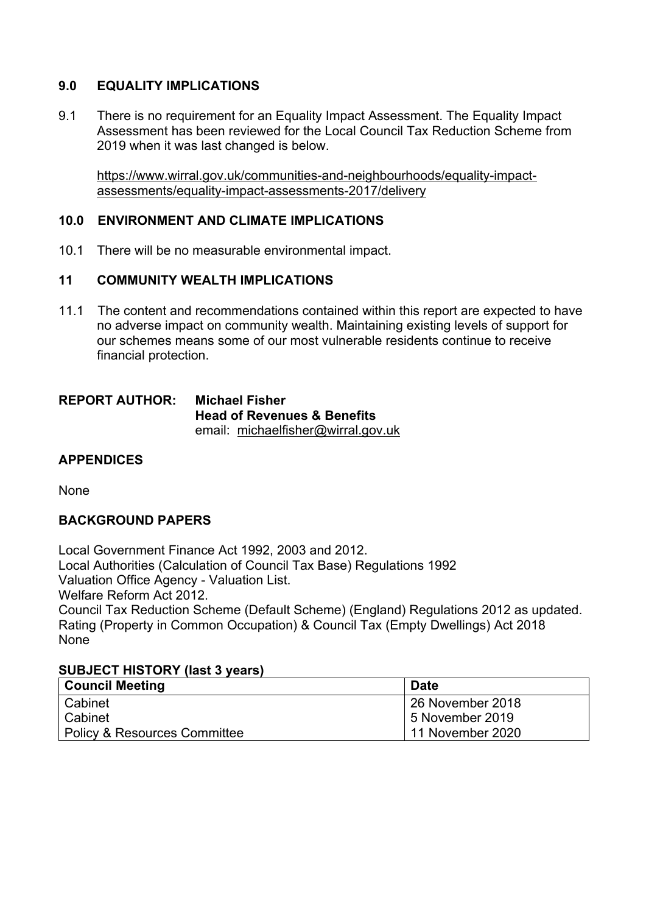## 9.0 EQUALITY IMPLICATIONS

9.1 There is no requirement for an Equality Impact Assessment. The Equality Impact Assessment has been reviewed for the Local Council Tax Reduction Scheme from 2019 when it was last changed is below.

https://www.wirral.gov.uk/communities-and-neighbourhoods/equality-impact-assessments/equality-impact-assessments-2017/delivery

## 10.0 ENVIRONMENT AND CLIMATE IMPLICATIONS

10.1 There will be no measurable environmental impact.

## 11 COMMUNITY WEALTH IMPLICATIONS

11.1 The content and recommendations contained within this report are expected to have no adverse impact on community wealth. Maintaining existing levels of support for our schemes means some of our most vulnerable residents continue to receive financial protection.

**REPORT AUTHOR: Michael Fisher**
**Head of Revenues & Benefits**
email: michaelfisher@wirral.gov.uk

## APPENDICES

None

## BACKGROUND PAPERS

Local Government Finance Act 1992, 2003 and 2012.
Local Authorities (Calculation of Council Tax Base) Regulations 1992
Valuation Office Agency - Valuation List.
Welfare Reform Act 2012.
Council Tax Reduction Scheme (Default Scheme) (England) Regulations 2012 as updated.
Rating (Property in Common Occupation) & Council Tax (Empty Dwellings) Act 2018
None

## SUBJECT HISTORY (last 3 years)

| Council Meeting | Date |
|---|---|
| Cabinet | 26 November 2018 |
| Cabinet | 5 November 2019 |
| Policy & Resources Committee | 11 November 2020 |